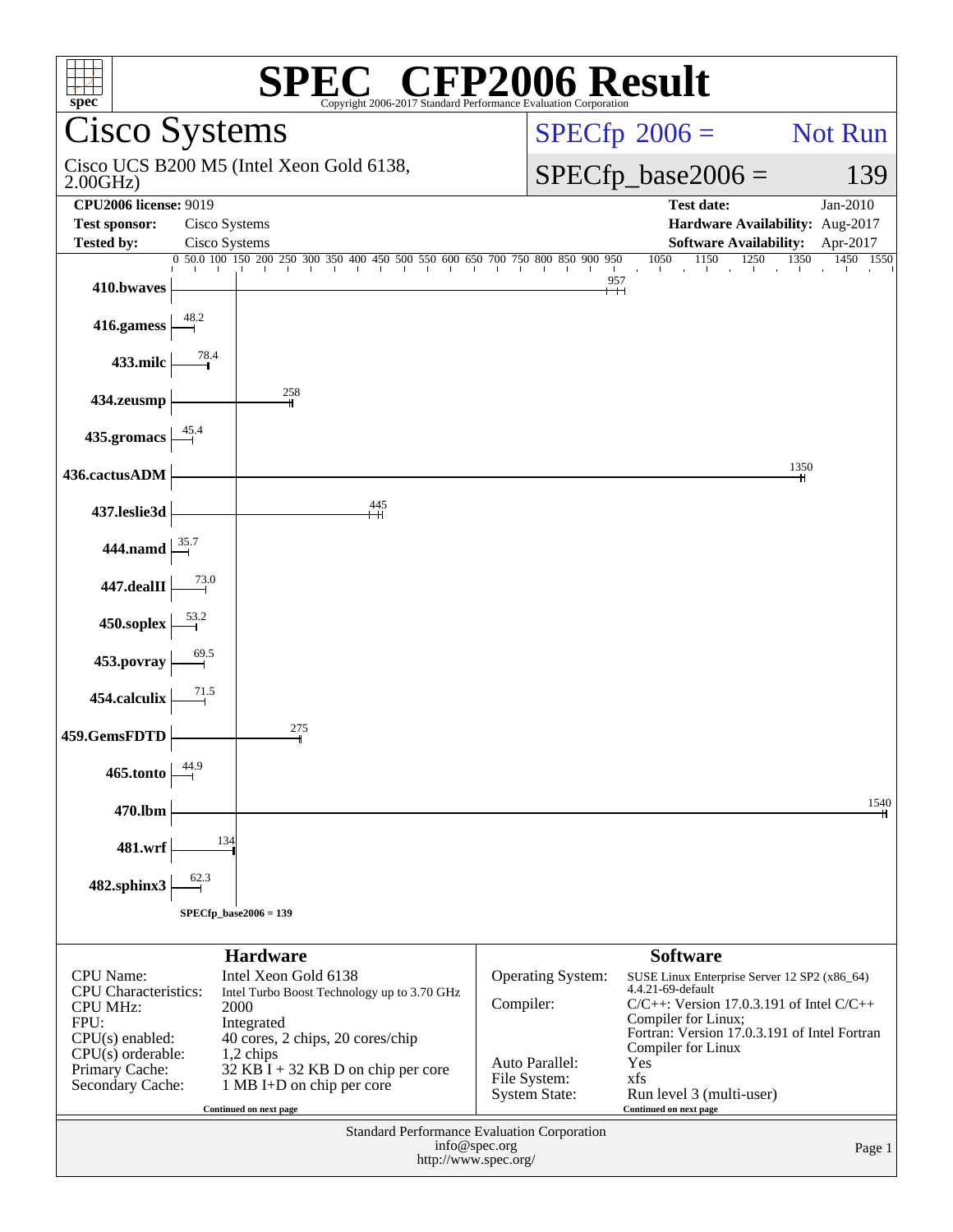# SPEC CFP2006 Result

Copyright 2006-2017 Standard Performance Evaluation Corporation

## Cisco Systems

Cisco UCS B200 M5 (Intel Xeon Gold 6138, 2.00GHz)

SPECfp 2006 = Not Run

SPECfp_base2006 = 139

| | | | |
|---|---|---|---|
| **CPU2006 license:** 9019 | | **Test date:** | Jan-2010 |
| **Test sponsor:** | Cisco Systems | **Hardware Availability:** | Aug-2017 |
| **Tested by:** | Cisco Systems | **Software Availability:** | Apr-2017 |

| Benchmark | Base Ratio |
|---|---|
| 410.bwaves | 957 |
| 416.gamess | 48.2 |
| 433.milc | 78.4 |
| 434.zeusmp | 258 |
| 435.gromacs | 45.4 |
| 436.cactusADM | 1350 |
| 437.leslie3d | 445 |
| 444.namd | 35.7 |
| 447.dealII | 73.0 |
| 450.soplex | 53.2 |
| 453.povray | 69.5 |
| 454.calculix | 71.5 |
| 459.GemsFDTD | 275 |
| 465.tonto | 44.9 |
| 470.lbm | 1540 |
| 481.wrf | 134 |
| 482.sphinx3 | 62.3 |

SPECfp_base2006 = 139

## Hardware

| | |
|---|---|
| CPU Name: | Intel Xeon Gold 6138 |
| CPU Characteristics: | Intel Turbo Boost Technology up to 3.70 GHz |
| CPU MHz: | 2000 |
| FPU: | Integrated |
| CPU(s) enabled: | 40 cores, 2 chips, 20 cores/chip |
| CPU(s) orderable: | 1,2 chips |
| Primary Cache: | 32 KB I + 32 KB D on chip per core |
| Secondary Cache: | 1 MB I+D on chip per core |

Continued on next page

## Software

| | |
|---|---|
| Operating System: | SUSE Linux Enterprise Server 12 SP2 (x86_64) 4.4.21-69-default |
| Compiler: | C/C++: Version 17.0.3.191 of Intel C/C++ Compiler for Linux; Fortran: Version 17.0.3.191 of Intel Fortran Compiler for Linux |
| Auto Parallel: | Yes |
| File System: | xfs |
| System State: | Run level 3 (multi-user) |

Continued on next page

Standard Performance Evaluation Corporation
info@spec.org
http://www.spec.org/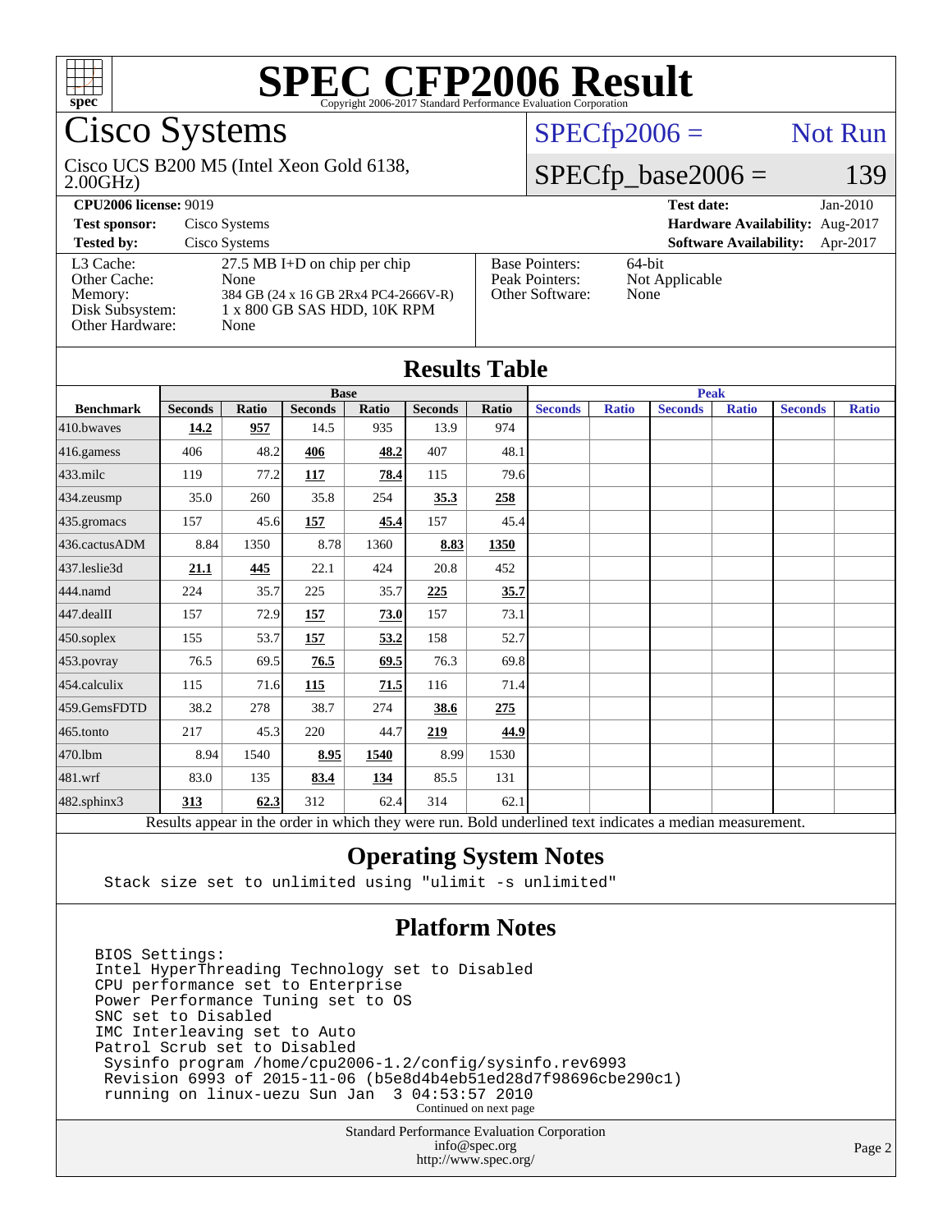# SPEC CFP2006 Result

Copyright 2006-2017 Standard Performance Evaluation Corporation

## Cisco Systems

Cisco UCS B200 M5 (Intel Xeon Gold 6138, 2.00GHz)

SPECfp2006 = Not Run

SPECfp_base2006 = 139

**CPU2006 license:** 9019  
**Test sponsor:** Cisco Systems  
**Tested by:** Cisco Systems  
**Test date:** Jan-2010  
**Hardware Availability:** Aug-2017  
**Software Availability:** Apr-2017

| | |
|---|---|
| L3 Cache: | 27.5 MB I+D on chip per chip |
| Other Cache: | None |
| Memory: | 384 GB (24 x 16 GB 2Rx4 PC4-2666V-R) |
| Disk Subsystem: | 1 x 800 GB SAS HDD, 10K RPM |
| Other Hardware: | None |

| | |
|---|---|
| Base Pointers: | 64-bit |
| Peak Pointers: | Not Applicable |
| Other Software: | None |

## Results Table

| Benchmark | Base | | | | | | Peak | | | | | |
|---|---|---|---|---|---|---|---|---|---|---|---|---|
| | Seconds | Ratio | Seconds | Ratio | Seconds | Ratio | Seconds | Ratio | Seconds | Ratio | Seconds | Ratio |
| 410.bwaves | **14.2** | **957** | 14.5 | 935 | 13.9 | 974 | | | | | | |
| 416.gamess | 406 | 48.2 | **406** | **48.2** | 407 | 48.1 | | | | | | |
| 433.milc | 119 | 77.2 | **117** | **78.4** | 115 | 79.6 | | | | | | |
| 434.zeusmp | 35.0 | 260 | 35.8 | 254 | **35.3** | **258** | | | | | | |
| 435.gromacs | 157 | 45.6 | **157** | **45.4** | 157 | 45.4 | | | | | | |
| 436.cactusADM | 8.84 | 1350 | 8.78 | 1360 | **8.83** | **1350** | | | | | | |
| 437.leslie3d | **21.1** | **445** | 22.1 | 424 | 20.8 | 452 | | | | | | |
| 444.namd | 224 | 35.7 | 225 | 35.7 | **225** | **35.7** | | | | | | |
| 447.dealII | 157 | 72.9 | **157** | **73.0** | 157 | 73.1 | | | | | | |
| 450.soplex | 155 | 53.7 | **157** | **53.2** | 158 | 52.7 | | | | | | |
| 453.povray | 76.5 | 69.5 | **76.5** | **69.5** | 76.3 | 69.8 | | | | | | |
| 454.calculix | 115 | 71.6 | **115** | **71.5** | 116 | 71.4 | | | | | | |
| 459.GemsFDTD | 38.2 | 278 | 38.7 | 274 | **38.6** | **275** | | | | | | |
| 465.tonto | 217 | 45.3 | 220 | 44.7 | **219** | **44.9** | | | | | | |
| 470.lbm | 8.94 | 1540 | **8.95** | **1540** | 8.99 | 1530 | | | | | | |
| 481.wrf | 83.0 | 135 | **83.4** | **134** | 85.5 | 131 | | | | | | |
| 482.sphinx3 | **313** | **62.3** | 312 | 62.4 | 314 | 62.1 | | | | | | |

Results appear in the order in which they were run. Bold underlined text indicates a median measurement.

## Operating System Notes

```
Stack size set to unlimited using "ulimit -s unlimited"
```

## Platform Notes

```
BIOS Settings:
Intel HyperThreading Technology set to Disabled
CPU performance set to Enterprise
Power Performance Tuning set to OS
SNC set to Disabled
IMC Interleaving set to Auto
Patrol Scrub set to Disabled
 Sysinfo program /home/cpu2006-1.2/config/sysinfo.rev6993
 Revision 6993 of 2015-11-06 (b5e8d4b4eb51ed28d7f98696cbe290c1)
 running on linux-uezu Sun Jan  3 04:53:57 2010
```

Continued on next page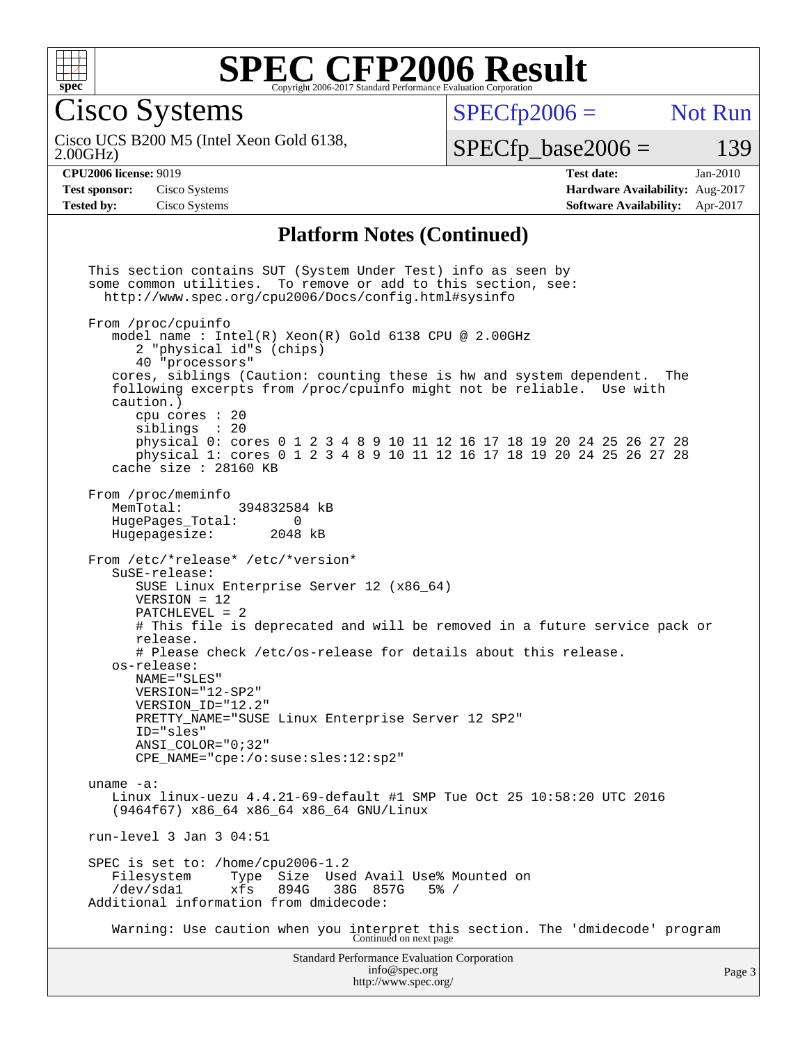# SPEC CFP2006 Result

Copyright 2006-2017 Standard Performance Evaluation Corporation

## Cisco Systems

Cisco UCS B200 M5 (Intel Xeon Gold 6138, 2.00GHz)

SPECfp2006 = Not Run

SPECfp_base2006 = 139

| | | | |
|---|---|---|---|
| **CPU2006 license:** 9019 | | **Test date:** | Jan-2010 |
| **Test sponsor:** | Cisco Systems | **Hardware Availability:** | Aug-2017 |
| **Tested by:** | Cisco Systems | **Software Availability:** | Apr-2017 |

### Platform Notes (Continued)

```
This section contains SUT (System Under Test) info as seen by
some common utilities.  To remove or add to this section, see:
  http://www.spec.org/cpu2006/Docs/config.html#sysinfo

From /proc/cpuinfo
   model name : Intel(R) Xeon(R) Gold 6138 CPU @ 2.00GHz
      2 "physical id"s (chips)
      40 "processors"
   cores, siblings (Caution: counting these is hw and system dependent.  The
   following excerpts from /proc/cpuinfo might not be reliable.  Use with
   caution.)
      cpu cores : 20
      siblings  : 20
      physical 0: cores 0 1 2 3 4 8 9 10 11 12 16 17 18 19 20 24 25 26 27 28
      physical 1: cores 0 1 2 3 4 8 9 10 11 12 16 17 18 19 20 24 25 26 27 28
   cache size : 28160 KB

From /proc/meminfo
   MemTotal:       394832584 kB
   HugePages_Total:       0
   Hugepagesize:       2048 kB

From /etc/*release* /etc/*version*
   SuSE-release:
      SUSE Linux Enterprise Server 12 (x86_64)
      VERSION = 12
      PATCHLEVEL = 2
      # This file is deprecated and will be removed in a future service pack or
      release.
      # Please check /etc/os-release for details about this release.
   os-release:
      NAME="SLES"
      VERSION="12-SP2"
      VERSION_ID="12.2"
      PRETTY_NAME="SUSE Linux Enterprise Server 12 SP2"
      ID="sles"
      ANSI_COLOR="0;32"
      CPE_NAME="cpe:/o:suse:sles:12:sp2"

uname -a:
   Linux linux-uezu 4.4.21-69-default #1 SMP Tue Oct 25 10:58:20 UTC 2016
   (9464f67) x86_64 x86_64 x86_64 GNU/Linux

run-level 3 Jan 3 04:51

SPEC is set to: /home/cpu2006-1.2
   Filesystem     Type  Size  Used Avail Use% Mounted on
   /dev/sda1      xfs   894G   38G  857G   5% /
Additional information from dmidecode:

   Warning: Use caution when you interpret this section. The 'dmidecode' program
```

Continued on next page

Standard Performance Evaluation Corporation
info@spec.org
http://www.spec.org/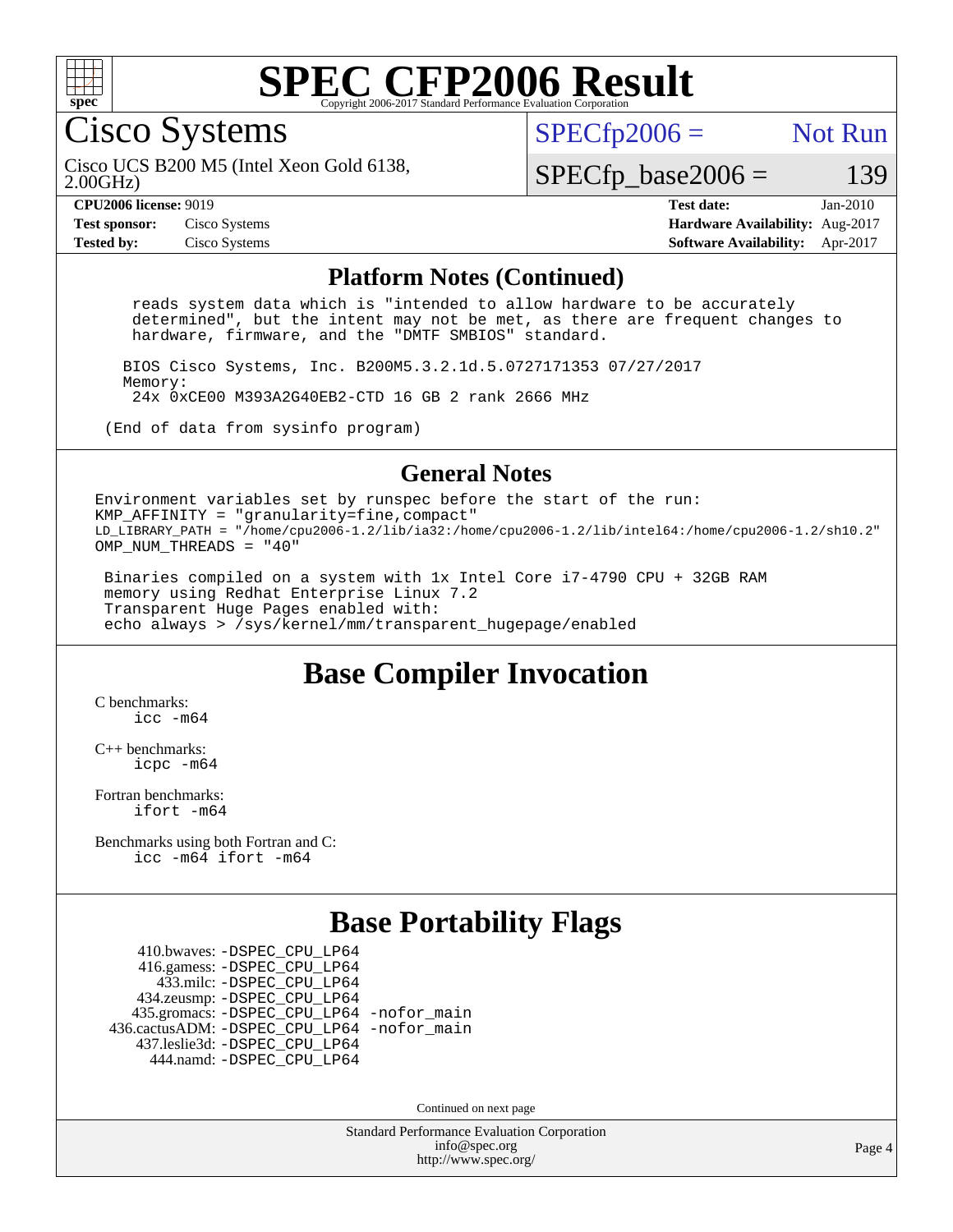# SPEC CFP2006 Result

Copyright 2006-2017 Standard Performance Evaluation Corporation

## Cisco Systems

Cisco UCS B200 M5 (Intel Xeon Gold 6138, 2.00GHz)

SPECfp2006 = Not Run

SPECfp_base2006 = 139

**CPU2006 license:** 9019
**Test sponsor:** Cisco Systems
**Tested by:** Cisco Systems

**Test date:** Jan-2010
**Hardware Availability:** Aug-2017
**Software Availability:** Apr-2017

### Platform Notes (Continued)

```
    reads system data which is "intended to allow hardware to be accurately
    determined", but the intent may not be met, as there are frequent changes to
    hardware, firmware, and the "DMTF SMBIOS" standard.

   BIOS Cisco Systems, Inc. B200M5.3.2.1d.5.0727171353 07/27/2017
   Memory:
    24x 0xCE00 M393A2G40EB2-CTD 16 GB 2 rank 2666 MHz

 (End of data from sysinfo program)
```

### General Notes

```
Environment variables set by runspec before the start of the run:
KMP_AFFINITY = "granularity=fine,compact"
LD_LIBRARY_PATH = "/home/cpu2006-1.2/lib/ia32:/home/cpu2006-1.2/lib/intel64:/home/cpu2006-1.2/sh10.2"
OMP_NUM_THREADS = "40"

 Binaries compiled on a system with 1x Intel Core i7-4790 CPU + 32GB RAM
 memory using Redhat Enterprise Linux 7.2
 Transparent Huge Pages enabled with:
 echo always > /sys/kernel/mm/transparent_hugepage/enabled
```

## Base Compiler Invocation

C benchmarks:
    icc -m64

C++ benchmarks:
    icpc -m64

Fortran benchmarks:
    ifort -m64

Benchmarks using both Fortran and C:
    icc -m64 ifort -m64

## Base Portability Flags

```
    410.bwaves: -DSPEC_CPU_LP64
    416.gamess: -DSPEC_CPU_LP64
      433.milc: -DSPEC_CPU_LP64
    434.zeusmp: -DSPEC_CPU_LP64
   435.gromacs: -DSPEC_CPU_LP64 -nofor_main
436.cactusADM: -DSPEC_CPU_LP64 -nofor_main
   437.leslie3d: -DSPEC_CPU_LP64
      444.namd: -DSPEC_CPU_LP64
```

Continued on next page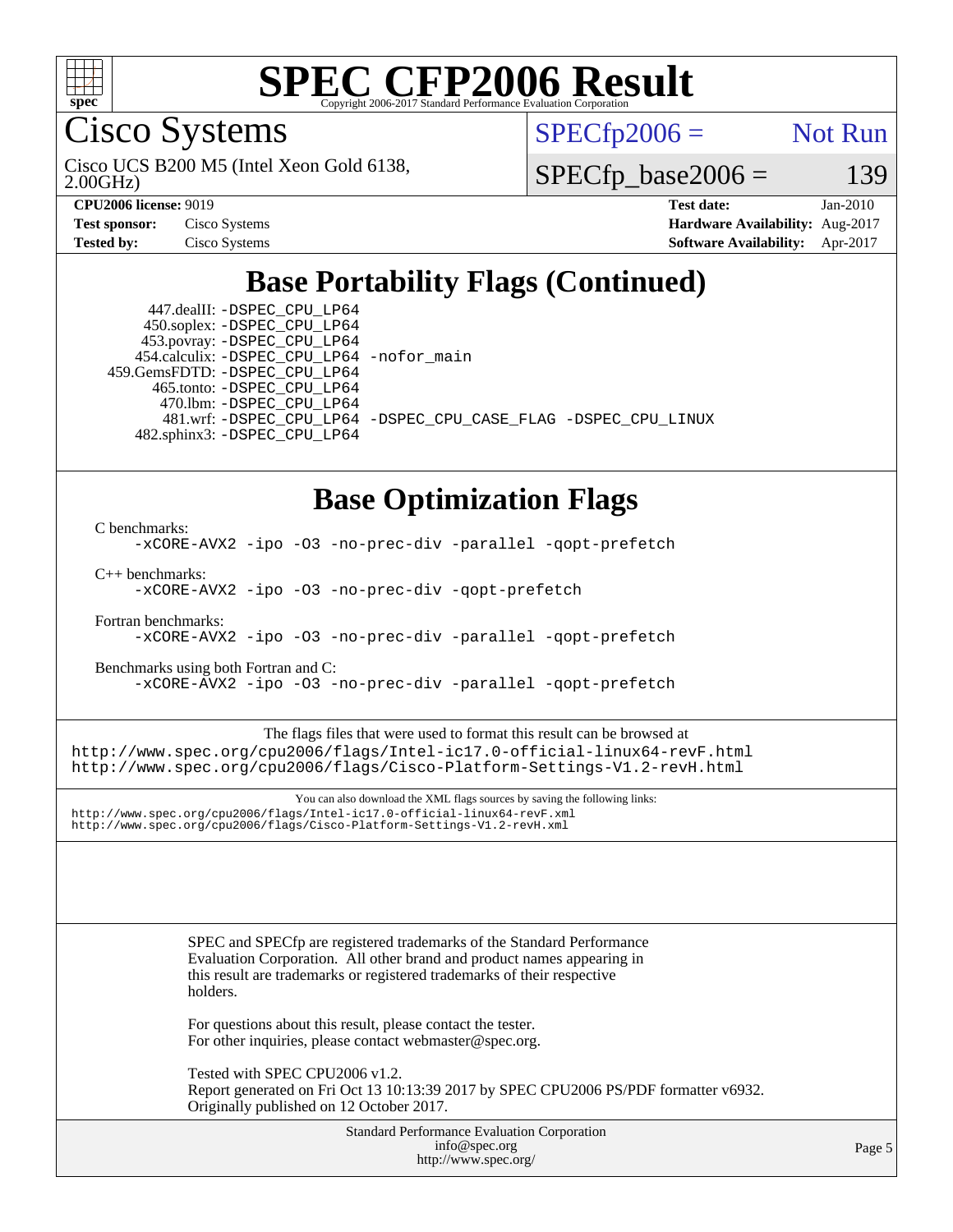# SPEC CFP2006 Result

Copyright 2006-2017 Standard Performance Evaluation Corporation

## Cisco Systems

Cisco UCS B200 M5 (Intel Xeon Gold 6138, 2.00GHz)

SPECfp2006 = Not Run

SPECfp_base2006 = 139

**CPU2006 license:** 9019

**Test sponsor:** Cisco Systems

**Tested by:** Cisco Systems

**Test date:** Jan-2010

**Hardware Availability:** Aug-2017

**Software Availability:** Apr-2017

## Base Portability Flags (Continued)

447.dealII: -DSPEC_CPU_LP64
450.soplex: -DSPEC_CPU_LP64
453.povray: -DSPEC_CPU_LP64
454.calculix: -DSPEC_CPU_LP64 -nofor_main
459.GemsFDTD: -DSPEC_CPU_LP64
465.tonto: -DSPEC_CPU_LP64
470.lbm: -DSPEC_CPU_LP64
481.wrf: -DSPEC_CPU_LP64 -DSPEC_CPU_CASE_FLAG -DSPEC_CPU_LINUX
482.sphinx3: -DSPEC_CPU_LP64

## Base Optimization Flags

C benchmarks:
-xCORE-AVX2 -ipo -O3 -no-prec-div -parallel -qopt-prefetch

C++ benchmarks:
-xCORE-AVX2 -ipo -O3 -no-prec-div -qopt-prefetch

Fortran benchmarks:
-xCORE-AVX2 -ipo -O3 -no-prec-div -parallel -qopt-prefetch

Benchmarks using both Fortran and C:
-xCORE-AVX2 -ipo -O3 -no-prec-div -parallel -qopt-prefetch

The flags files that were used to format this result can be browsed at
http://www.spec.org/cpu2006/flags/Intel-ic17.0-official-linux64-revF.html
http://www.spec.org/cpu2006/flags/Cisco-Platform-Settings-V1.2-revH.html

You can also download the XML flags sources by saving the following links:
http://www.spec.org/cpu2006/flags/Intel-ic17.0-official-linux64-revF.xml
http://www.spec.org/cpu2006/flags/Cisco-Platform-Settings-V1.2-revH.xml

SPEC and SPECfp are registered trademarks of the Standard Performance Evaluation Corporation. All other brand and product names appearing in this result are trademarks or registered trademarks of their respective holders.

For questions about this result, please contact the tester.
For other inquiries, please contact webmaster@spec.org.

Tested with SPEC CPU2006 v1.2.
Report generated on Fri Oct 13 10:13:39 2017 by SPEC CPU2006 PS/PDF formatter v6932.
Originally published on 12 October 2017.

Standard Performance Evaluation Corporation
info@spec.org
http://www.spec.org/